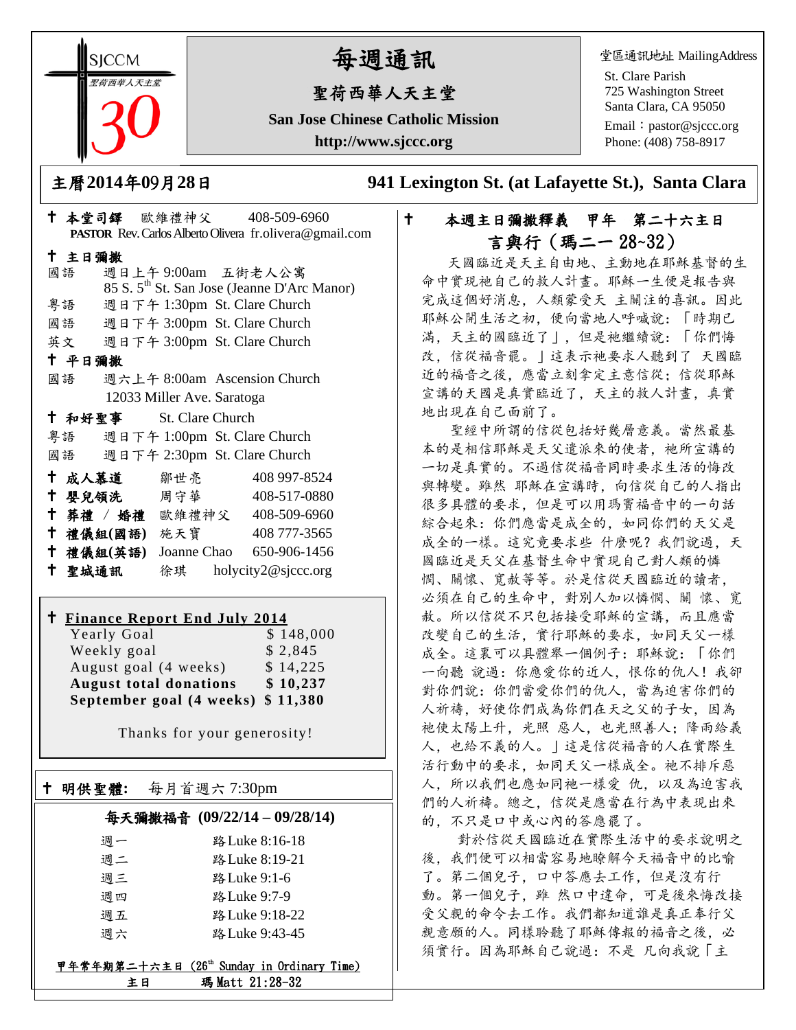SJCCM 聖荷西華人天主堂 30

# 每週通訊

## 聖荷西華人天主堂

**San Jose Chinese Catholic Mission**

**http://www.sjccc.org**

堂區通訊地址 MailingAddress
St. Clare Parish
725 Washington Street
Santa Clara, CA 95050
Email：pastor@sjccc.org
Phone: (408) 758-8917

**主曆2014年09月28日** **941 Lexington St. (at Lafayette St.), Santa Clara**

† **本堂司鐸** 歐維禮神父 408-509-6960
**PASTOR** Rev. Carlos Alberto Olivera fr.olivera@gmail.com

† **主日彌撒**
國語 週日上午 9:00am 五街老人公寓
85 S. 5th St. San Jose (Jeanne D'Arc Manor)
粵語 週日下午 1:30pm St. Clare Church
國語 週日下午 3:00pm St. Clare Church
英文 週日下午 3:00pm St. Clare Church

† **平日彌撒**
國語 週六上午 8:00am Ascension Church
12033 Miller Ave. Saratoga

† **和好聖事** St. Clare Church
粵語 週日下午 1:00pm St. Clare Church
國語 週日下午 2:30pm St. Clare Church

| | | |
|---|---|---|
| † **成人慕道** | 鄒世亮 | 408 997-8524 |
| † **嬰兒領洗** | 周守華 | 408-517-0880 |
| † **葬禮 / 婚禮** | 歐維禮神父 | 408-509-6960 |
| † **禮儀組(國語)** | 施天寶 | 408 777-3565 |
| † **禮儀組(英語)** | Joanne Chao | 650-906-1456 |
| † **聖城通訊** | 徐琪 | holycity2@sjccc.org |

† **Finance Report End July 2014**

| | |
|---|---|
| Yearly Goal | $ 148,000 |
| Weekly goal | $ 2,845 |
| August goal (4 weeks) | $ 14,225 |
| **August total donations** | **$ 10,237** |
| **September goal (4 weeks)** | **$ 11,380** |

Thanks for your generosity!

† **明供聖體:** 每月首週六 7:30pm

**每天彌撒福音 (09/22/14 – 09/28/14)**

| | |
|---|---|
| 週一 | 路Luke 8:16-18 |
| 週二 | 路Luke 8:19-21 |
| 週三 | 路Luke 9:1-6 |
| 週四 | 路Luke 9:7-9 |
| 週五 | 路Luke 9:18-22 |
| 週六 | 路Luke 9:43-45 |

甲年常年期第二十六主日 (26th Sunday in Ordinary Time)
主日 瑪 Matt 21:28-32

† **本週主日彌撒釋義 甲年 第二十六主日**
**言與行（瑪二一 28~32）**

天國臨近是天主自由地、主動地在耶穌基督的生命中實現祂自己的救人計畫。耶穌一生便是報告與完成這個好消息，人類蒙受天 主關注的喜訊。因此耶穌公開生活之初，便向當地人呼喊說：「時期已滿，天主的國臨近了」，但是祂繼續說：「你們悔改，信從福音罷。」這表示祂要求人聽到了 天國臨近的福音之後，應當立刻拿定主意信從；信從耶穌宣講的天國是真實臨近了，天主的救人計畫，真實地出現在自己面前了。

聖經中所謂的信從包括好幾層意義。當然最基本的是相信耶穌是天父遣派來的使者，祂所宣講的一切是真實的。不過信從福音同時要求生活的悔改與轉變。雖然 耶穌在宣講時，向信從自己的人指出很多具體的要求，但是可以用瑪竇福音中的一句話綜合起來：你們應當是成全的，如同你們的天父是成全的一樣。這究竟要求些 什麼呢？我們說過，天國臨近是天父在基督生命中實現自己對人類的憐憫、關懷、寬赦等等。於是信從天國臨近的讀者，必須在自己的生命中，對別人加以憐憫、關 懷、寬赦。所以信從不只包括接受耶穌的宣講，而且應當改變自己的生活，實行耶穌的要求，如同天父一樣成全。這裏可以具體舉一個例子：耶穌說：「你們一向聽 說過：你應愛你的近人，恨你的仇人！我卻對你們說：你們當愛你們的仇人，當為迫害你們的人祈禱，好使你們成為你們在天之父的子女，因為祂使太陽上升，光照 惡人，也光照善人；降雨給義人，也給不義的人。」這是信從福音的人在實際生活行動中的要求，如同天父一樣成全。祂不排斥惡人，所以我們也應如同祂一樣愛 仇，以及為迫害我們的人祈禱。總之，信從是應當在行為中表現出來的，不只是口中或心內的答應罷了。

對於信從天國臨近在實際生活中的要求說明之後，我們便可以相當容易地瞭解今天福音中的比喻了。第二個兒子，口中答應去工作，但是沒有行動。第一個兒子，雖 然口中違命，可是後來悔改接受父親的命令去工作。我們都知道誰是真正奉行父親意願的人。同樣聆聽了耶穌傳報的福音之後，必須實行。因為耶穌自己說過：不是 凡向我說「主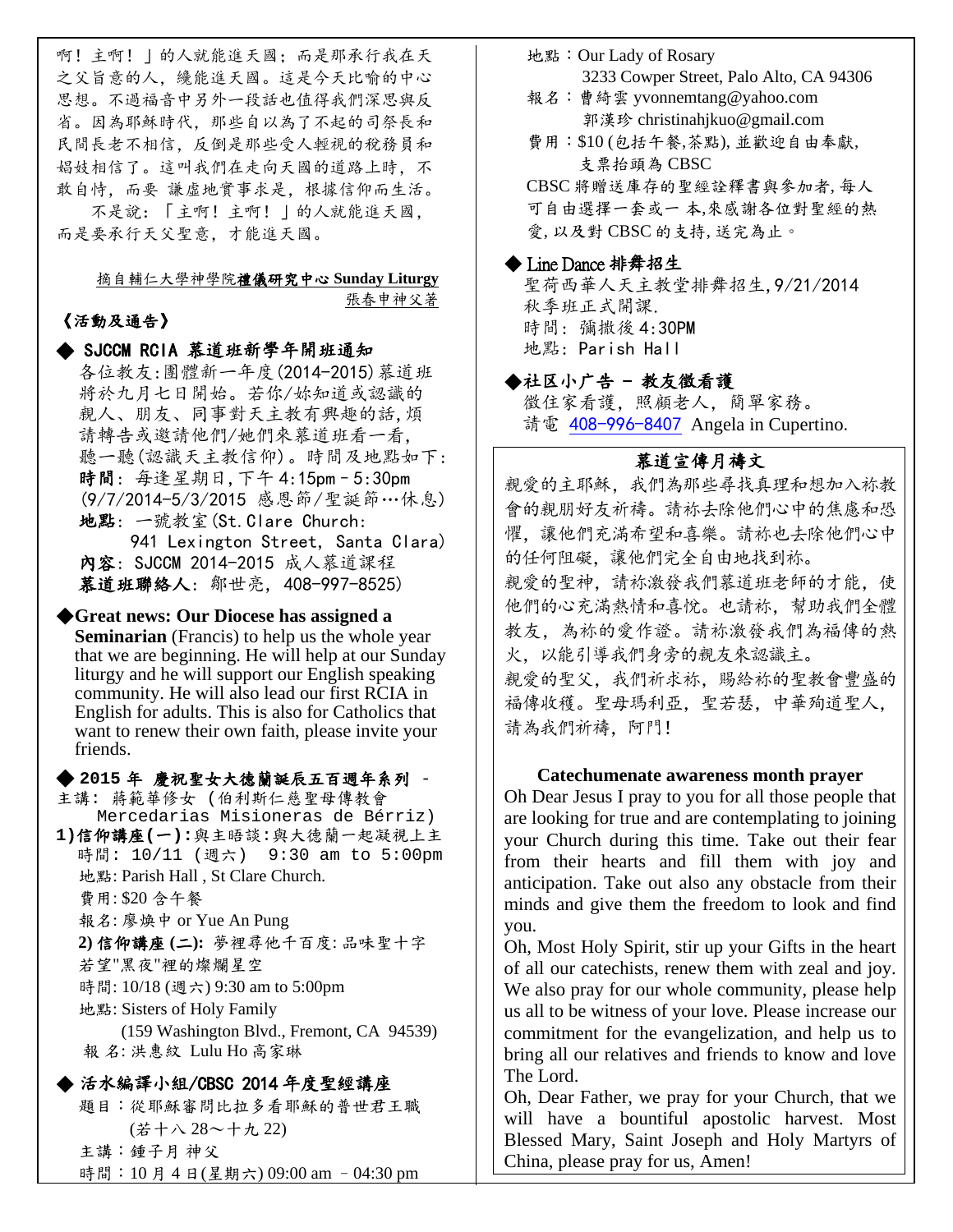啊！主啊！」的人就能進天國；而是那承行我在天之父旨意的人，纔能進天國。這是今天比喻的中心思想。不過福音中另外一段話也值得我們深思與反省。因為耶穌時代，那些自以為了不起的司祭長和民間長老不相信，反倒是那些受人輕視的稅務員和娼妓相信了。這叫我們在走向天國的道路上時，不敢自恃，而要 謙虛地實事求是，根據信仰而生活。

不是說：「主啊！主啊！」的人就能進天國，而是要承行天父聖意，才能進天國。

摘自輔仁大學神學院**禮儀研究中心 Sunday Liturgy**
張春申神父著

**《活動及通告》**

## ◆ SJCCM RCIA 慕道班新學年開班通知

各位教友:團體新一年度(2014-2015)慕道班將於九月七日開始。若你/妳知道或認識的親人、朋友、同事對天主教有興趣的話,煩請轉告或邀請他們/她們來慕道班看一看,聽一聽(認識天主教信仰)。時間及地點如下:

**時間**: 每逢星期日,下午 4:15pm – 5:30pm
(9/7/2014-5/3/2015 感恩節/聖誕節…休息)

**地點**: 一號教室(St.Clare Church:
941 Lexington Street, Santa Clara)

**內容**: SJCCM 2014-2015 成人慕道課程

**慕道班聯絡人**: 鄒世亮, 408-997-8525)

## ◆Great news: Our Diocese has assigned a Seminarian (Francis) to help us the whole year

**Great news: Our Diocese has assigned a Seminarian** (Francis) to help us the whole year that we are beginning. He will help at our Sunday liturgy and he will support our English speaking community. He will also lead our first RCIA in English for adults. This is also for Catholics that want to renew their own faith, please invite your friends.

## ◆ 2015 年 慶祝聖女大德蘭誕辰五百週年系列 -

主講: 蔣範華修女 (伯利斯仁慈聖母傳教會 Mercedarias Misioneras de Bérriz)

**1)信仰講座(一):**與主晤談:與大德蘭一起凝視上主
時間: 10/11 (週六) 9:30 am to 5:00pm
地點: Parish Hall , St Clare Church.
費用: $20 含午餐
報名: 廖煥中 or Yue An Pung

**2) 信仰講座 (二):** 夢裡尋他千百度: 品味聖十字若望"黑夜"裡的燦爛星空
時間: 10/18 (週六) 9:30 am to 5:00pm
地點: Sisters of Holy Family
(159 Washington Blvd., Fremont, CA 94539)
報 名: 洪惠紋 Lulu Ho 高家琳

## ◆ 活水編譯小組/CBSC 2014 年度聖經講座

題目：從耶穌審問比拉多看耶穌的普世君王職
(若十八 28～十九 22)
主講：鍾子月 神父
時間：10 月 4 日(星期六) 09:00 am – 04:30 pm
地點：Our Lady of Rosary
3233 Cowper Street, Palo Alto, CA 94306
報名：曹綺雲 yvonnemtang@yahoo.com
郭漢珍 christinahjkuo@gmail.com
費用：$10 (包括午餐,茶點), 並歡迎自由奉獻,
支票抬頭為 CBSC
CBSC 將贈送庫存的聖經詮釋書與參加者, 每人可自由選擇一套或一 本,來感謝各位對聖經的熱愛, 以及對 CBSC 的支持, 送完為止。

## ◆ Line Dance 排舞招生

聖荷西華人天主教堂排舞招生,9/21/2014 秋季班正式開課.
時間: 彌撒後 4:30PM
地點: Parish Hall

## ◆社区小广告 - 教友徵看護

徵住家看護，照顧老人，簡單家務。
請電 408-996-8407 Angela in Cupertino.

## 慕道宣傳月禱文

親愛的主耶穌，我們為那些尋找真理和想加入祢教會的親朋好友祈禱。請祢去除他們心中的焦慮和恐懼，讓他們充滿希望和喜樂。請祢也去除他們心中的任何阻礙，讓他們完全自由地找到祢。

親愛的聖神，請祢激發我們慕道班老師的才能，使他們的心充滿熱情和喜悅。也請祢，幫助我們全體教友，為祢的愛作證。請祢激發我們為福傳的熱火，以能引導我們身旁的親友來認識主。

親愛的聖父，我們祈求祢，賜給祢的聖教會豐盛的福傳收穫。聖母瑪利亞，聖若瑟，中華殉道聖人，請為我們祈禱，阿門！

**Catechumenate awareness month prayer**

Oh Dear Jesus I pray to you for all those people that are looking for true and are contemplating to joining your Church during this time. Take out their fear from their hearts and fill them with joy and anticipation. Take out also any obstacle from their minds and give them the freedom to look and find you.

Oh, Most Holy Spirit, stir up your Gifts in the heart of all our catechists, renew them with zeal and joy. We also pray for our whole community, please help us all to be witness of your love. Please increase our commitment for the evangelization, and help us to bring all our relatives and friends to know and love The Lord.

Oh, Dear Father, we pray for your Church, that we will have a bountiful apostolic harvest. Most Blessed Mary, Saint Joseph and Holy Martyrs of China, please pray for us, Amen!